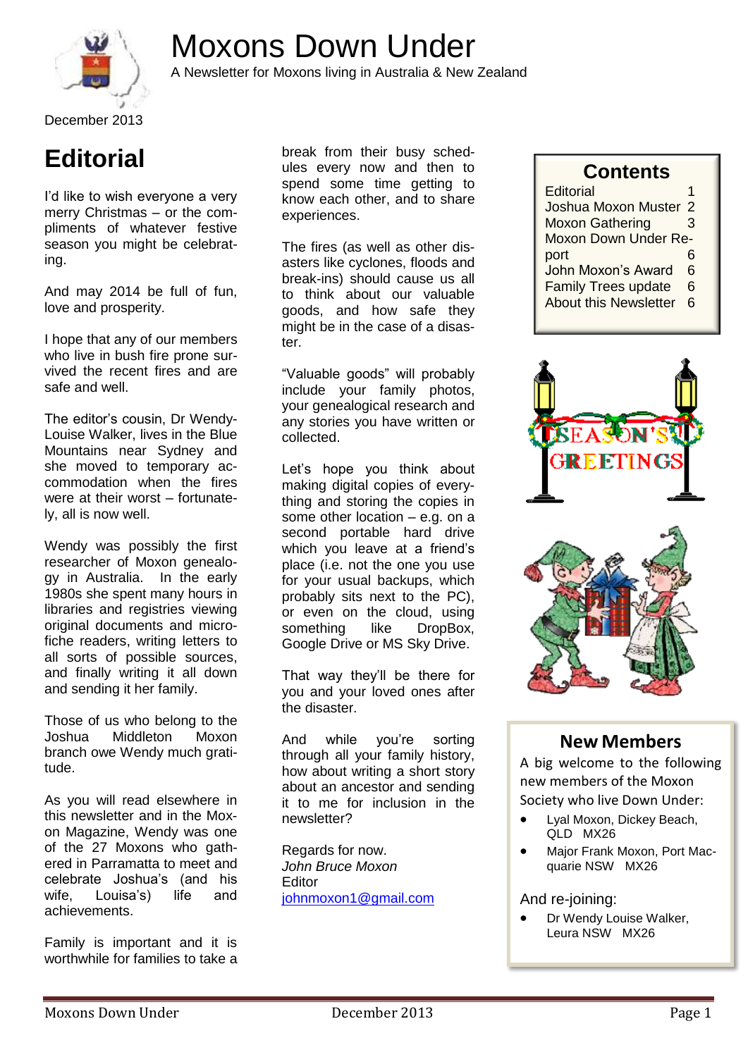# Moxons Down Under

A Newsletter for Moxons living in Australia & New Zealand

December 2013

## Editorial

I'd like to wish everyone a very merry Christmas – or the compliments of whatever festive season you might be celebrating.

And may 2014 be full of fun, love and prosperity.

I hope that any of our members who live in bush fire prone survived the recent fires and are safe and well.

The editor's cousin, Dr Wendy-Louise Walker, lives in the Blue Mountains near Sydney and she moved to temporary accommodation when the fires were at their worst – fortunately, all is now well.

Wendy was possibly the first researcher of Moxon genealogy in Australia. In the early 1980s she spent many hours in libraries and registries viewing original documents and microfiche readers, writing letters to all sorts of possible sources, and finally writing it all down and sending it her family.

Those of us who belong to the Joshua Middleton Moxon branch owe Wendy much gratitude.

As you will read elsewhere in this newsletter and in the Moxon Magazine, Wendy was one of the 27 Moxons who gathered in Parramatta to meet and celebrate Joshua's (and his wife, Louisa's) life and achievements.

Family is important and it is worthwhile for families to take a break from their busy schedules every now and then to spend some time getting to know each other, and to share experiences.

The fires (as well as other disasters like cyclones, floods and break-ins) should cause us all to think about our valuable goods, and how safe they might be in the case of a disaster.

"Valuable goods" will probably include your family photos, your genealogical research and any stories you have written or collected.

Let's hope you think about making digital copies of everything and storing the copies in some other location – e.g. on a second portable hard drive which you leave at a friend's place (i.e. not the one you use for your usual backups, which probably sits next to the PC), or even on the cloud, using something like DropBox, Google Drive or MS Sky Drive.

That way they'll be there for you and your loved ones after the disaster.

And while you're sorting through all your family history, how about writing a short story about an ancestor and sending it to me for inclusion in the newsletter?

Regards for now.
*John Bruce Moxon*
Editor
johnmoxon1@gmail.com

## Contents

| | |
|---|---|
| Editorial | 1 |
| Joshua Moxon Muster | 2 |
| Moxon Gathering | 3 |
| Moxon Down Under Report | 6 |
| John Moxon's Award | 6 |
| Family Trees update | 6 |
| About this Newsletter | 6 |

## New Members

A big welcome to the following new members of the Moxon Society who live Down Under:

- Lyal Moxon, Dickey Beach, QLD MX26
- Major Frank Moxon, Port Macquarie NSW MX26

And re-joining:

- Dr Wendy Louise Walker, Leura NSW MX26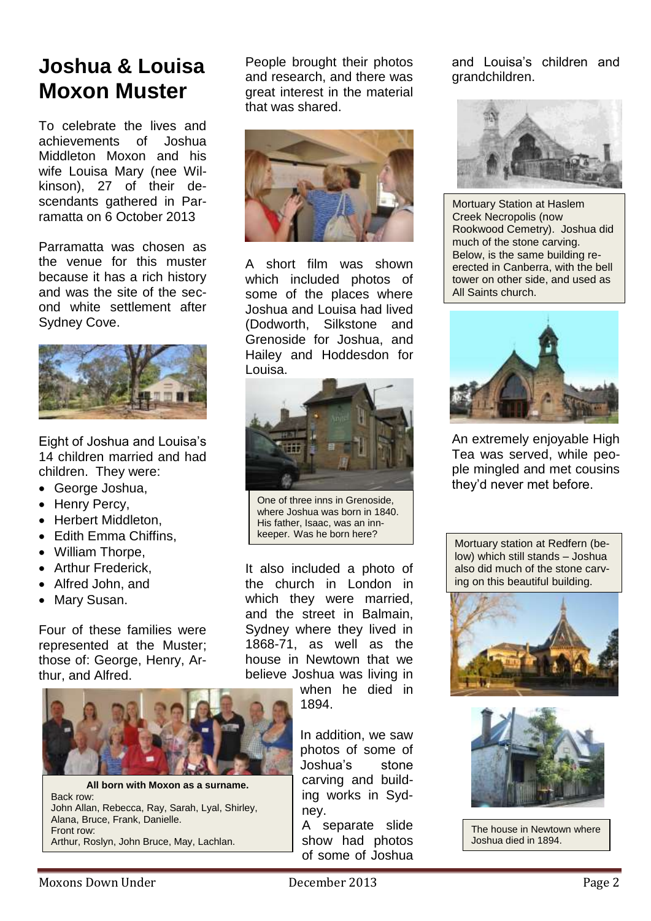# Joshua & Louisa Moxon Muster

To celebrate the lives and achievements of Joshua Middleton Moxon and his wife Louisa Mary (nee Wilkinson), 27 of their descendants gathered in Parramatta on 6 October 2013

Parramatta was chosen as the venue for this muster because it has a rich history and was the site of the second white settlement after Sydney Cove.

Eight of Joshua and Louisa's 14 children married and had children. They were:

- George Joshua,
- Henry Percy,
- Herbert Middleton,
- Edith Emma Chiffins,
- William Thorpe,
- Arthur Frederick,
- Alfred John, and
- Mary Susan.

Four of these families were represented at the Muster; those of: George, Henry, Arthur, and Alfred.

**All born with Moxon as a surname.**
Back row:
John Allan, Rebecca, Ray, Sarah, Lyal, Shirley, Alana, Bruce, Frank, Danielle.
Front row:
Arthur, Roslyn, John Bruce, May, Lachlan.

People brought their photos and research, and there was great interest in the material that was shared.

A short film was shown which included photos of some of the places where Joshua and Louisa had lived (Dodworth, Silkstone and Grenoside for Joshua, and Hailey and Hoddesdon for Louisa.

One of three inns in Grenoside, where Joshua was born in 1840. His father, Isaac, was an inn-keeper. Was he born here?

It also included a photo of the church in London in which they were married, and the street in Balmain, Sydney where they lived in 1868-71, as well as the house in Newtown that we believe Joshua was living in when he died in 1894.

In addition, we saw photos of some of Joshua's stone carving and building works in Sydney.

A separate slide show had photos of some of Joshua and Louisa's children and grandchildren.

Mortuary Station at Haslem Creek Necropolis (now Rookwood Cemetry). Joshua did much of the stone carving. Below, is the same building re-erected in Canberra, with the bell tower on other side, and used as All Saints church.

An extremely enjoyable High Tea was served, while people mingled and met cousins they'd never met before.

Mortuary station at Redfern (below) which still stands – Joshua also did much of the stone carving on this beautiful building.

The house in Newtown where Joshua died in 1894.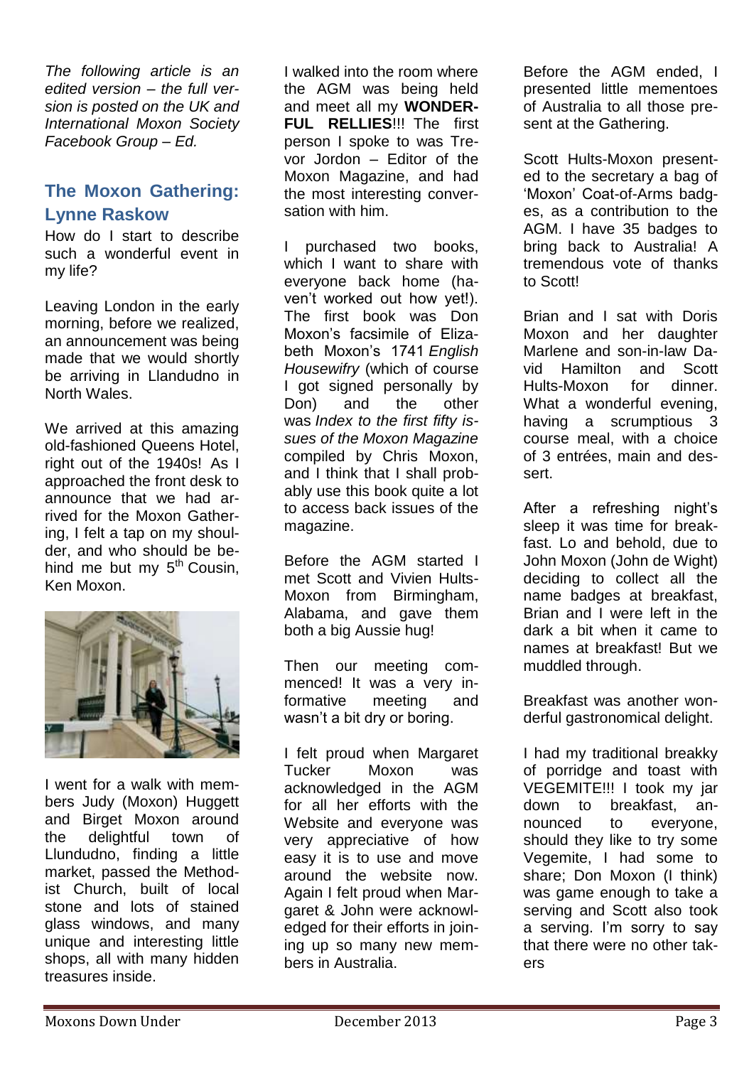*The following article is an edited version – the full version is posted on the UK and International Moxon Society Facebook Group – Ed.*

## The Moxon Gathering: Lynne Raskow

How do I start to describe such a wonderful event in my life?

Leaving London in the early morning, before we realized, an announcement was being made that we would shortly be arriving in Llandudno in North Wales.

We arrived at this amazing old-fashioned Queens Hotel, right out of the 1940s! As I approached the front desk to announce that we had arrived for the Moxon Gathering, I felt a tap on my shoulder, and who should be behind me but my 5th Cousin, Ken Moxon.

I went for a walk with members Judy (Moxon) Huggett and Birget Moxon around the delightful town of Llundudno, finding a little market, passed the Methodist Church, built of local stone and lots of stained glass windows, and many unique and interesting little shops, all with many hidden treasures inside.

I walked into the room where the AGM was being held and meet all my **WONDERFUL RELLIES**!!! The first person I spoke to was Trevor Jordon – Editor of the Moxon Magazine, and had the most interesting conversation with him.

I purchased two books, which I want to share with everyone back home (haven't worked out how yet!). The first book was Don Moxon's facsimile of Elizabeth Moxon's 1741 *English Housewifry* (which of course I got signed personally by Don) and the other was *Index to the first fifty issues of the Moxon Magazine* compiled by Chris Moxon, and I think that I shall probably use this book quite a lot to access back issues of the magazine.

Before the AGM started I met Scott and Vivien Hults-Moxon from Birmingham, Alabama, and gave them both a big Aussie hug!

Then our meeting commenced! It was a very informative meeting and wasn't a bit dry or boring.

I felt proud when Margaret Tucker Moxon was acknowledged in the AGM for all her efforts with the Website and everyone was very appreciative of how easy it is to use and move around the website now. Again I felt proud when Margaret & John were acknowledged for their efforts in joining up so many new members in Australia.

Before the AGM ended, I presented little mementoes of Australia to all those present at the Gathering.

Scott Hults-Moxon presented to the secretary a bag of 'Moxon' Coat-of-Arms badges, as a contribution to the AGM. I have 35 badges to bring back to Australia! A tremendous vote of thanks to Scott!

Brian and I sat with Doris Moxon and her daughter Marlene and son-in-law David Hamilton and Scott Hults-Moxon for dinner. What a wonderful evening, having a scrumptious 3 course meal, with a choice of 3 entrées, main and dessert.

After a refreshing night's sleep it was time for breakfast. Lo and behold, due to John Moxon (John de Wight) deciding to collect all the name badges at breakfast, Brian and I were left in the dark a bit when it came to names at breakfast! But we muddled through.

Breakfast was another wonderful gastronomical delight.

I had my traditional breakky of porridge and toast with VEGEMITE!!! I took my jar down to breakfast, announced to everyone, should they like to try some Vegemite, I had some to share; Don Moxon (I think) was game enough to take a serving and Scott also took a serving. I'm sorry to say that there were no other takers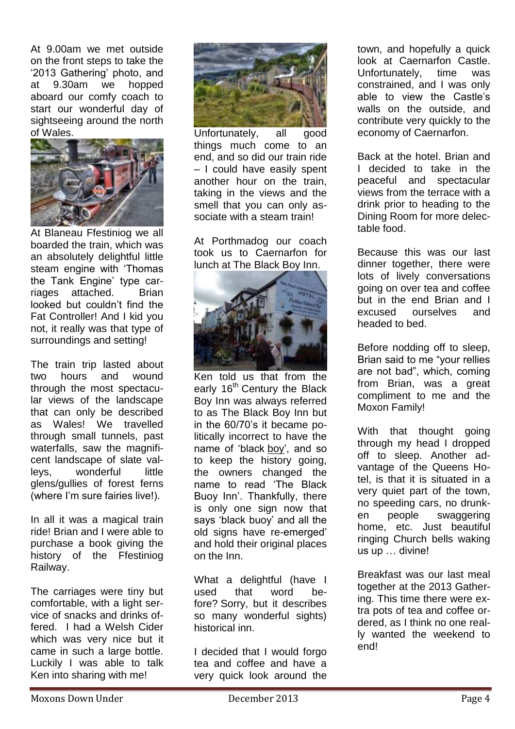At 9.00am we met outside on the front steps to take the '2013 Gathering' photo, and at 9.30am we hopped aboard our comfy coach to start our wonderful day of sightseeing around the north of Wales.

At Blaneau Ffestiniog we all boarded the train, which was an absolutely delightful little steam engine with 'Thomas the Tank Engine' type carriages attached. Brian looked but couldn't find the Fat Controller! And I kid you not, it really was that type of surroundings and setting!

The train trip lasted about two hours and wound through the most spectacular views of the landscape that can only be described as Wales! We travelled through small tunnels, past waterfalls, saw the magnificent landscape of slate valleys, wonderful little glens/gullies of forest ferns (where I'm sure fairies live!).

In all it was a magical train ride! Brian and I were able to purchase a book giving the history of the Ffestiniog Railway.

The carriages were tiny but comfortable, with a light service of snacks and drinks offered. I had a Welsh Cider which was very nice but it came in such a large bottle. Luckily I was able to talk Ken into sharing with me!

Unfortunately, all good things much come to an end, and so did our train ride – I could have easily spent another hour on the train, taking in the views and the smell that you can only associate with a steam train!

At Porthmadog our coach took us to Caernarfon for lunch at The Black Boy Inn.

Ken told us that from the early 16th Century the Black Boy Inn was always referred to as The Black Boy Inn but in the 60/70's it became politically incorrect to have the name of 'black boy', and so to keep the history going, the owners changed the name to read 'The Black Buoy Inn'. Thankfully, there is only one sign now that says 'black buoy' and all the old signs have re-emerged' and hold their original places on the Inn.

What a delightful (have I used that word before? Sorry, but it describes so many wonderful sights) historical inn.

I decided that I would forgo tea and coffee and have a very quick look around the town, and hopefully a quick look at Caernarfon Castle. Unfortunately, time was constrained, and I was only able to view the Castle's walls on the outside, and contribute very quickly to the economy of Caernarfon.

Back at the hotel. Brian and I decided to take in the peaceful and spectacular views from the terrace with a drink prior to heading to the Dining Room for more delectable food.

Because this was our last dinner together, there were lots of lively conversations going on over tea and coffee but in the end Brian and I excused ourselves and headed to bed.

Before nodding off to sleep, Brian said to me "your rellies are not bad", which, coming from Brian, was a great compliment to me and the Moxon Family!

With that thought going through my head I dropped off to sleep. Another advantage of the Queens Hotel, is that it is situated in a very quiet part of the town, no speeding cars, no drunken people swaggering home, etc. Just beautiful ringing Church bells waking us up … divine!

Breakfast was our last meal together at the 2013 Gathering. This time there were extra pots of tea and coffee ordered, as I think no one really wanted the weekend to end!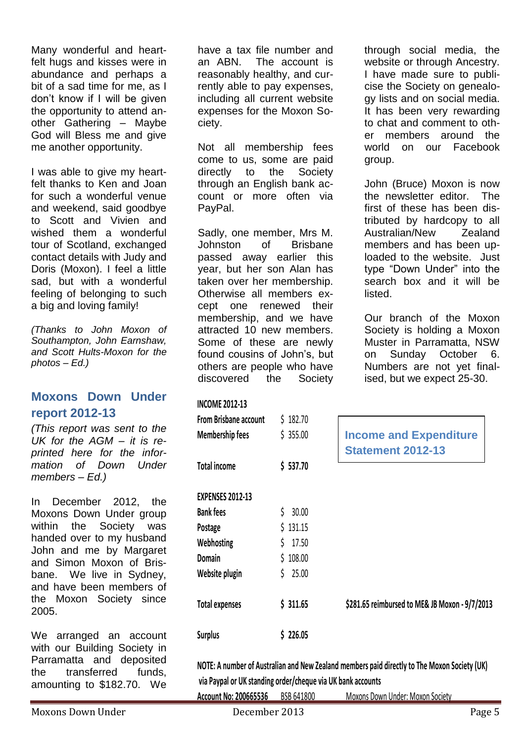Many wonderful and heart-felt hugs and kisses were in abundance and perhaps a bit of a sad time for me, as I don't know if I will be given the opportunity to attend another Gathering – Maybe God will Bless me and give me another opportunity.

I was able to give my heart-felt thanks to Ken and Joan for such a wonderful venue and weekend, said goodbye to Scott and Vivien and wished them a wonderful tour of Scotland, exchanged contact details with Judy and Doris (Moxon). I feel a little sad, but with a wonderful feeling of belonging to such a big and loving family!

*(Thanks to John Moxon of Southampton, John Earnshaw, and Scott Hults-Moxon for the photos – Ed.)*

## Moxons Down Under report 2012-13

*(This report was sent to the UK for the AGM – it is reprinted here for the information of Down Under members – Ed.)*

In December 2012, the Moxons Down Under group within the Society was handed over to my husband John and me by Margaret and Simon Moxon of Brisbane. We live in Sydney, and have been members of the Moxon Society since 2005.

We arranged an account with our Building Society in Parramatta and deposited the transferred funds, amounting to $182.70. We have a tax file number and an ABN. The account is reasonably healthy, and currently able to pay expenses, including all current website expenses for the Moxon Society.

Not all membership fees come to us, some are paid directly to the Society through an English bank account or more often via PayPal.

Sadly, one member, Mrs M. Johnston of Brisbane passed away earlier this year, but her son Alan has taken over her membership. Otherwise all members except one renewed their membership, and we have attracted 10 new members. Some of these are newly found cousins of John's, but others are people who have discovered the Society through social media, the website or through Ancestry. I have made sure to publicise the Society on genealogy lists and on social media. It has been very rewarding to chat and comment to other members around the world on our Facebook group.

John (Bruce) Moxon is now the newsletter editor. The first of these has been distributed by hardcopy to all Australian/New Zealand members and has been uploaded to the website. Just type "Down Under" into the search box and it will be listed.

Our branch of the Moxon Society is holding a Moxon Muster in Parramatta, NSW on Sunday October 6. Numbers are not yet finalised, but we expect 25-30.

### Income and Expenditure Statement 2012-13

| **INCOME 2012-13** | | |
|---|---|---|
| **From Brisbane account** | $ 182.70 | |
| **Membership fees** | $ 355.00 | |
| **Total income** | **$ 537.70** | |
| **EXPENSES 2012-13** | | |
| **Bank fees** | $ 30.00 | |
| **Postage** | $ 131.15 | |
| **Webhosting** | $ 17.50 | |
| **Domain** | $ 108.00 | |
| **Website plugin** | $ 25.00 | |
| **Total expenses** | **$ 311.65** | **$281.65 reimbursed to ME& JB Moxon - 9/7/2013** |
| **Surplus** | **$ 226.05** | |

**NOTE: A number of Australian and New Zealand members paid directly to The Moxon Society (UK) via Paypal or UK standing order/cheque via UK bank accounts**

**Account No: 200665536** BSB 641800 Moxons Down Under: Moxon Society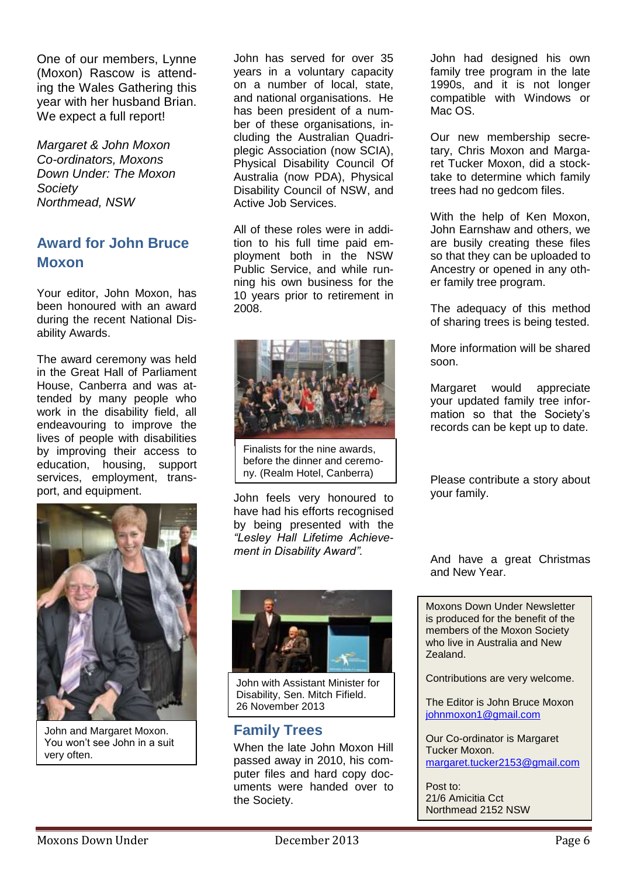One of our members, Lynne (Moxon) Rascow is attending the Wales Gathering this year with her husband Brian. We expect a full report!

*Margaret & John Moxon*
*Co-ordinators, Moxons Down Under: The Moxon Society*
*Northmead, NSW*

## Award for John Bruce Moxon

Your editor, John Moxon, has been honoured with an award during the recent National Disability Awards.

The award ceremony was held in the Great Hall of Parliament House, Canberra and was attended by many people who work in the disability field, all endeavouring to improve the lives of people with disabilities by improving their access to education, housing, support services, employment, transport, and equipment.

John and Margaret Moxon. You won't see John in a suit very often.

John has served for over 35 years in a voluntary capacity on a number of local, state, and national organisations. He has been president of a number of these organisations, including the Australian Quadriplegic Association (now SCIA), Physical Disability Council Of Australia (now PDA), Physical Disability Council of NSW, and Active Job Services.

All of these roles were in addition to his full time paid employment both in the NSW Public Service, and while running his own business for the 10 years prior to retirement in 2008.

Finalists for the nine awards, before the dinner and ceremony. (Realm Hotel, Canberra)

John feels very honoured to have had his efforts recognised by being presented with the *"Lesley Hall Lifetime Achievement in Disability Award".*

John with Assistant Minister for Disability, Sen. Mitch Fifield. 26 November 2013

## Family Trees

When the late John Moxon Hill passed away in 2010, his computer files and hard copy documents were handed over to the Society.

John had designed his own family tree program in the late 1990s, and it is not longer compatible with Windows or Mac OS.

Our new membership secretary, Chris Moxon and Margaret Tucker Moxon, did a stocktake to determine which family trees had no gedcom files.

With the help of Ken Moxon, John Earnshaw and others, we are busily creating these files so that they can be uploaded to Ancestry or opened in any other family tree program.

The adequacy of this method of sharing trees is being tested.

More information will be shared soon.

Margaret would appreciate your updated family tree information so that the Society's records can be kept up to date.

Please contribute a story about your family.

And have a great Christmas and New Year.

Moxons Down Under Newsletter is produced for the benefit of the members of the Moxon Society who live in Australia and New Zealand.

Contributions are very welcome.

The Editor is John Bruce Moxon
johnmoxon1@gmail.com

Our Co-ordinator is Margaret Tucker Moxon.
margaret.tucker2153@gmail.com

Post to:
21/6 Amicitia Cct
Northmead 2152 NSW